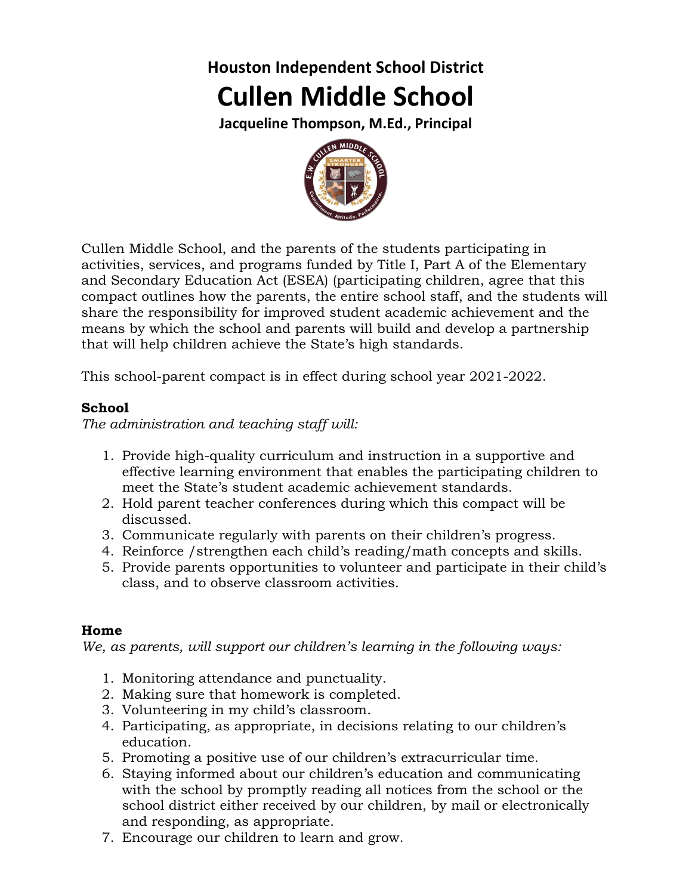# Houston Independent School District

# Cullen Middle School

**Jacqueline Thompson, M.Ed., Principal**

Cullen Middle School, and the parents of the students participating in activities, services, and programs funded by Title I, Part A of the Elementary and Secondary Education Act (ESEA) (participating children, agree that this compact outlines how the parents, the entire school staff, and the students will share the responsibility for improved student academic achievement and the means by which the school and parents will build and develop a partnership that will help children achieve the State's high standards.

This school-parent compact is in effect during school year 2021-2022.

**School**

*The administration and teaching staff will:*

1. Provide high-quality curriculum and instruction in a supportive and effective learning environment that enables the participating children to meet the State's student academic achievement standards.
2. Hold parent teacher conferences during which this compact will be discussed.
3. Communicate regularly with parents on their children's progress.
4. Reinforce /strengthen each child's reading/math concepts and skills.
5. Provide parents opportunities to volunteer and participate in their child's class, and to observe classroom activities.

**Home**

*We, as parents, will support our children's learning in the following ways:*

1. Monitoring attendance and punctuality.
2. Making sure that homework is completed.
3. Volunteering in my child's classroom.
4. Participating, as appropriate, in decisions relating to our children's education.
5. Promoting a positive use of our children's extracurricular time.
6. Staying informed about our children's education and communicating with the school by promptly reading all notices from the school or the school district either received by our children, by mail or electronically and responding, as appropriate.
7. Encourage our children to learn and grow.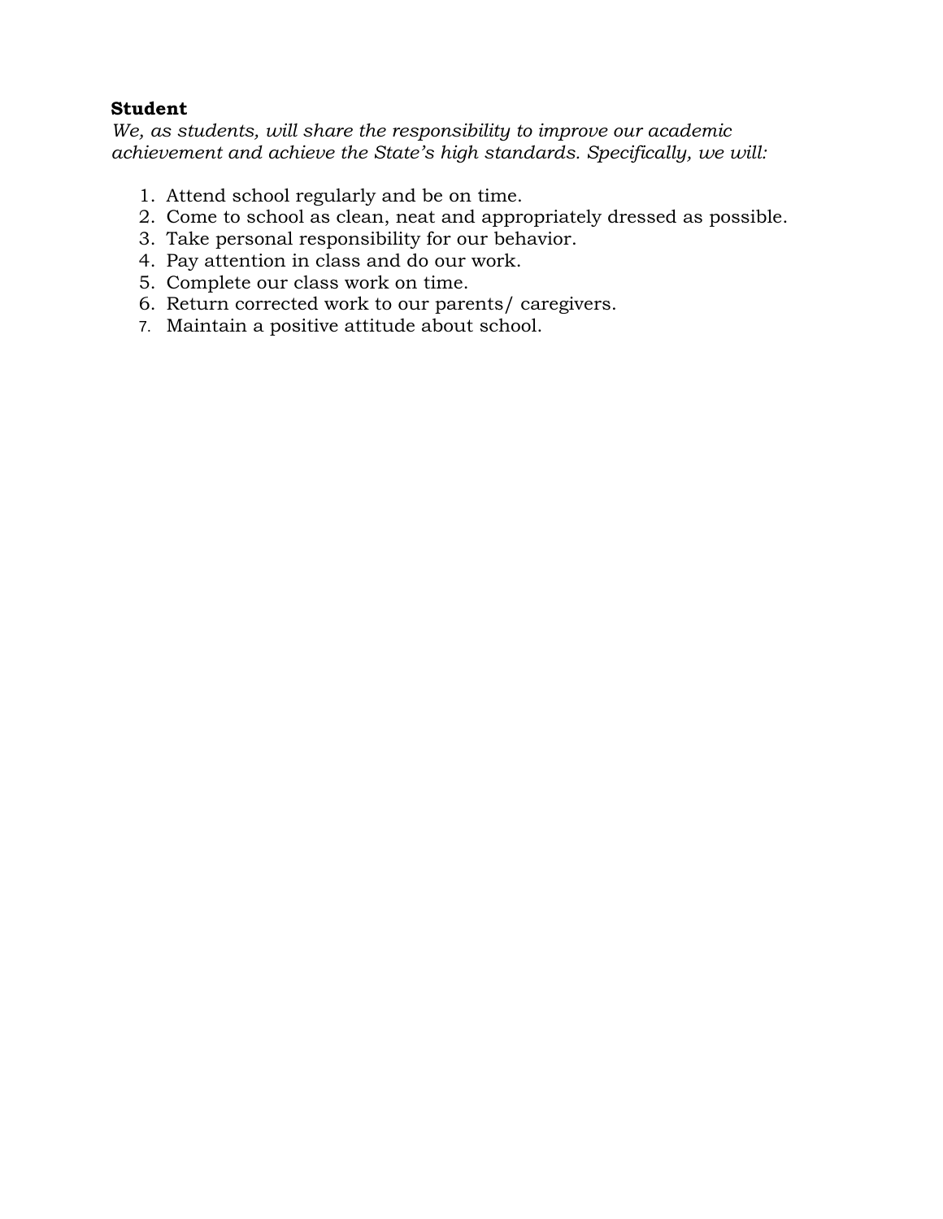**Student**

*We, as students, will share the responsibility to improve our academic achievement and achieve the State's high standards. Specifically, we will:*

1. Attend school regularly and be on time.
2. Come to school as clean, neat and appropriately dressed as possible.
3. Take personal responsibility for our behavior.
4. Pay attention in class and do our work.
5. Complete our class work on time.
6. Return corrected work to our parents/ caregivers.
7. Maintain a positive attitude about school.